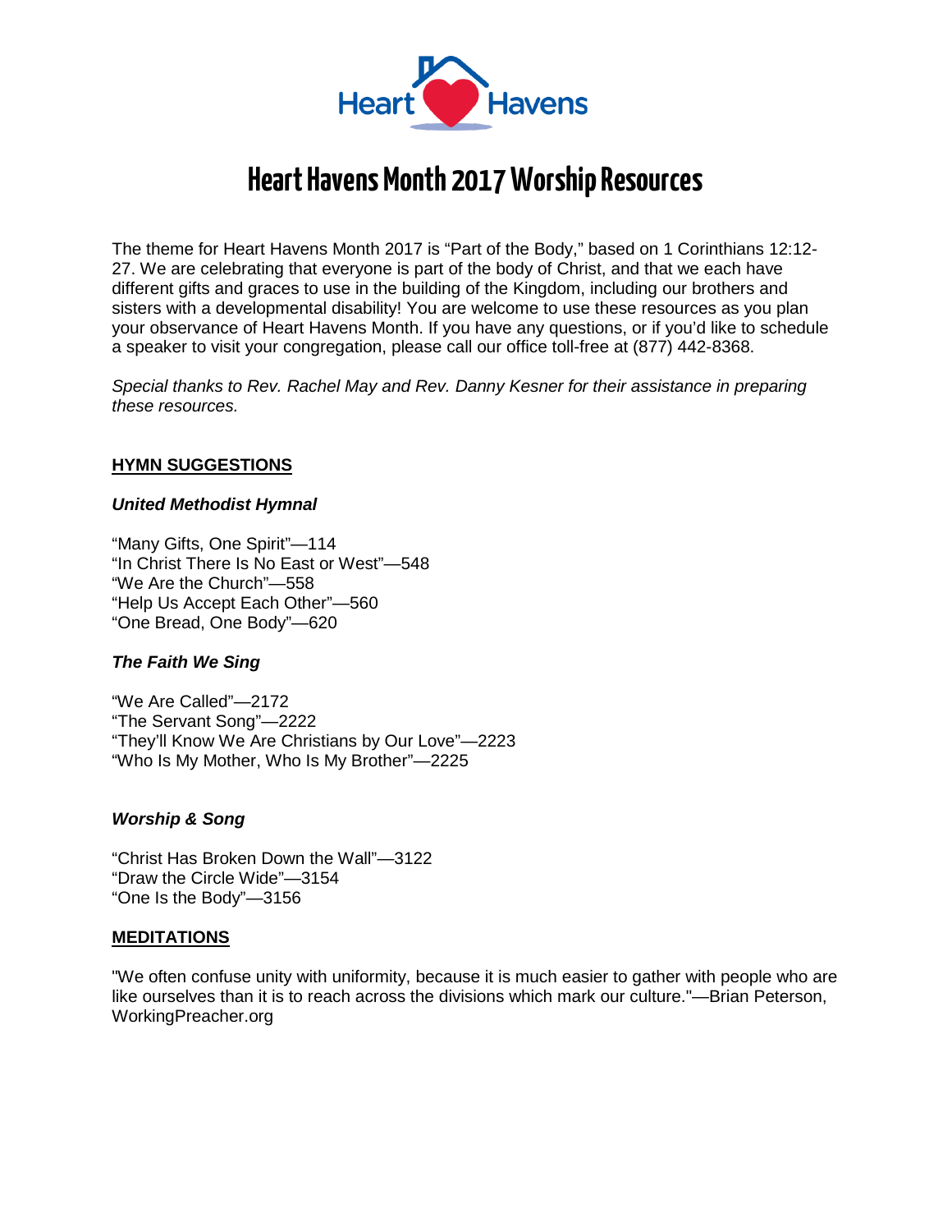Heart Havens

# Heart Havens Month 2017 Worship Resources

The theme for Heart Havens Month 2017 is "Part of the Body," based on 1 Corinthians 12:12-27. We are celebrating that everyone is part of the body of Christ, and that we each have different gifts and graces to use in the building of the Kingdom, including our brothers and sisters with a developmental disability! You are welcome to use these resources as you plan your observance of Heart Havens Month. If you have any questions, or if you'd like to schedule a speaker to visit your congregation, please call our office toll-free at (877) 442-8368.

*Special thanks to Rev. Rachel May and Rev. Danny Kesner for their assistance in preparing these resources.*

## HYMN SUGGESTIONS

### *United Methodist Hymnal*

"Many Gifts, One Spirit"—114
"In Christ There Is No East or West"—548
"We Are the Church"—558
"Help Us Accept Each Other"—560
"One Bread, One Body"—620

### *The Faith We Sing*

"We Are Called"—2172
"The Servant Song"—2222
"They'll Know We Are Christians by Our Love"—2223
"Who Is My Mother, Who Is My Brother"—2225

### *Worship & Song*

"Christ Has Broken Down the Wall"—3122
"Draw the Circle Wide"—3154
"One Is the Body"—3156

## MEDITATIONS

"We often confuse unity with uniformity, because it is much easier to gather with people who are like ourselves than it is to reach across the divisions which mark our culture."—Brian Peterson, WorkingPreacher.org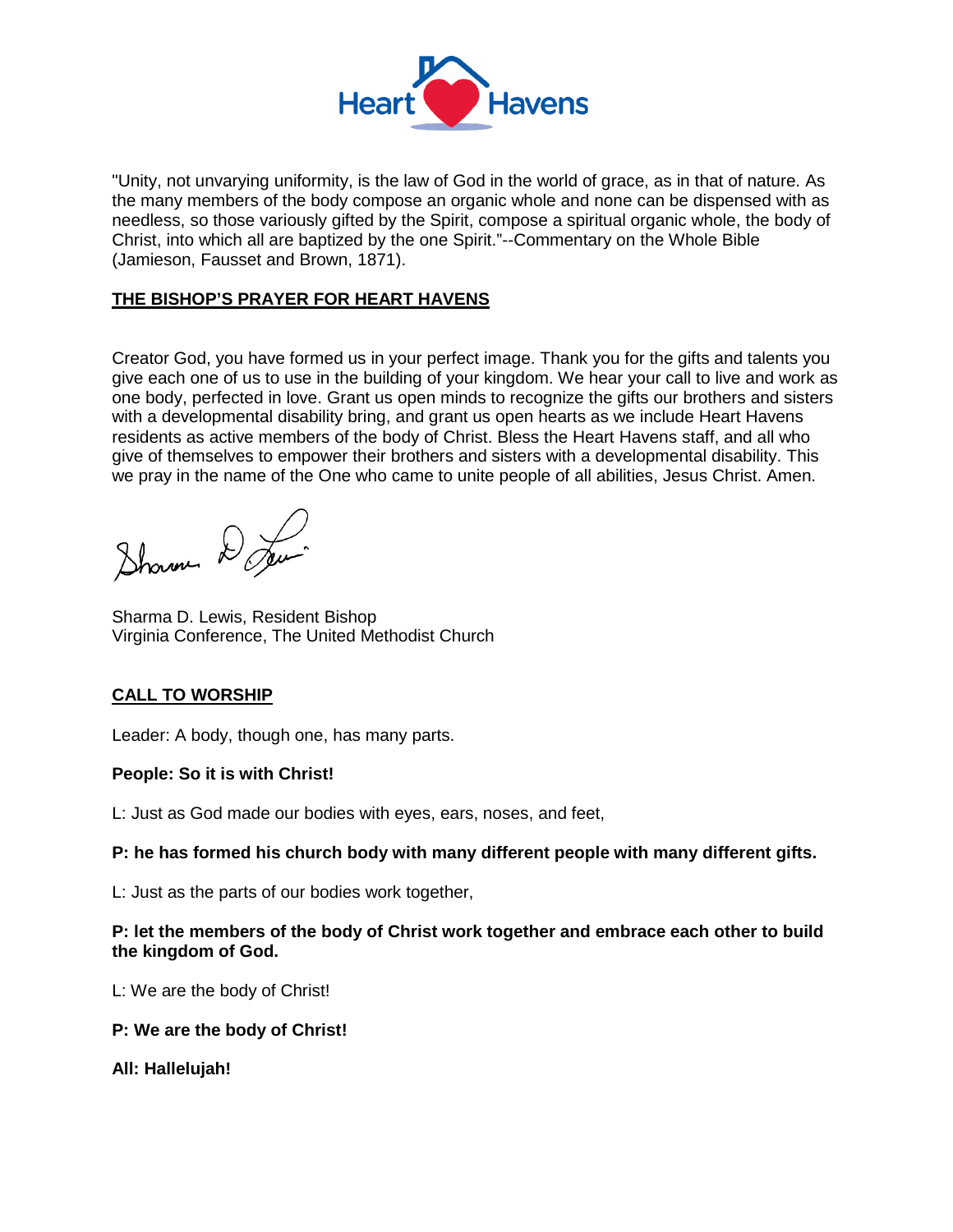"Unity, not unvarying uniformity, is the law of God in the world of grace, as in that of nature. As the many members of the body compose an organic whole and none can be dispensed with as needless, so those variously gifted by the Spirit, compose a spiritual organic whole, the body of Christ, into which all are baptized by the one Spirit."--Commentary on the Whole Bible (Jamieson, Fausset and Brown, 1871).

## THE BISHOP'S PRAYER FOR HEART HAVENS

Creator God, you have formed us in your perfect image. Thank you for the gifts and talents you give each one of us to use in the building of your kingdom. We hear your call to live and work as one body, perfected in love. Grant us open minds to recognize the gifts our brothers and sisters with a developmental disability bring, and grant us open hearts as we include Heart Havens residents as active members of the body of Christ. Bless the Heart Havens staff, and all who give of themselves to empower their brothers and sisters with a developmental disability. This we pray in the name of the One who came to unite people of all abilities, Jesus Christ. Amen.

Sharma D. Lewis, Resident Bishop
Virginia Conference, The United Methodist Church

## CALL TO WORSHIP

Leader: A body, though one, has many parts.

**People: So it is with Christ!**

L: Just as God made our bodies with eyes, ears, noses, and feet,

**P: he has formed his church body with many different people with many different gifts.**

L: Just as the parts of our bodies work together,

**P: let the members of the body of Christ work together and embrace each other to build the kingdom of God.**

L: We are the body of Christ!

**P: We are the body of Christ!**

**All: Hallelujah!**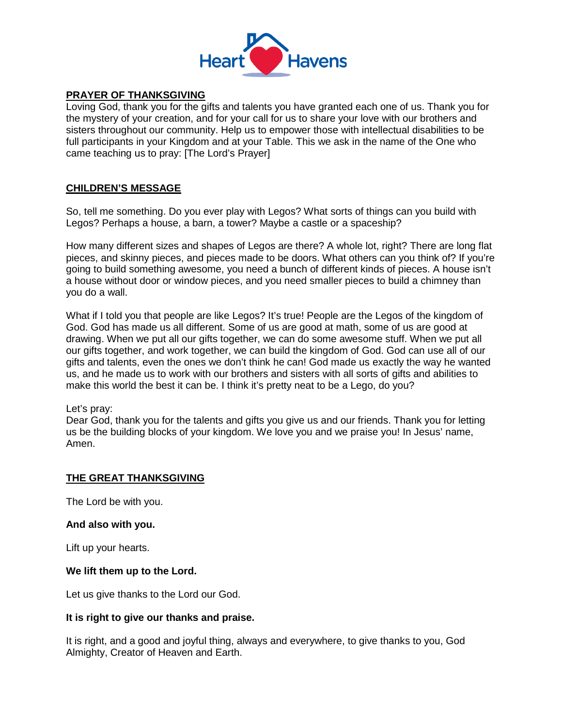## PRAYER OF THANKSGIVING

Loving God, thank you for the gifts and talents you have granted each one of us. Thank you for the mystery of your creation, and for your call for us to share your love with our brothers and sisters throughout our community. Help us to empower those with intellectual disabilities to be full participants in your Kingdom and at your Table. This we ask in the name of the One who came teaching us to pray: [The Lord's Prayer]

## CHILDREN'S MESSAGE

So, tell me something. Do you ever play with Legos? What sorts of things can you build with Legos? Perhaps a house, a barn, a tower? Maybe a castle or a spaceship?

How many different sizes and shapes of Legos are there? A whole lot, right? There are long flat pieces, and skinny pieces, and pieces made to be doors. What others can you think of? If you're going to build something awesome, you need a bunch of different kinds of pieces. A house isn't a house without door or window pieces, and you need smaller pieces to build a chimney than you do a wall.

What if I told you that people are like Legos? It's true! People are the Legos of the kingdom of God. God has made us all different. Some of us are good at math, some of us are good at drawing. When we put all our gifts together, we can do some awesome stuff. When we put all our gifts together, and work together, we can build the kingdom of God. God can use all of our gifts and talents, even the ones we don't think he can! God made us exactly the way he wanted us, and he made us to work with our brothers and sisters with all sorts of gifts and abilities to make this world the best it can be. I think it's pretty neat to be a Lego, do you?

Let's pray:
Dear God, thank you for the talents and gifts you give us and our friends. Thank you for letting us be the building blocks of your kingdom. We love you and we praise you! In Jesus' name, Amen.

## THE GREAT THANKSGIVING

The Lord be with you.

**And also with you.**

Lift up your hearts.

**We lift them up to the Lord.**

Let us give thanks to the Lord our God.

**It is right to give our thanks and praise.**

It is right, and a good and joyful thing, always and everywhere, to give thanks to you, God Almighty, Creator of Heaven and Earth.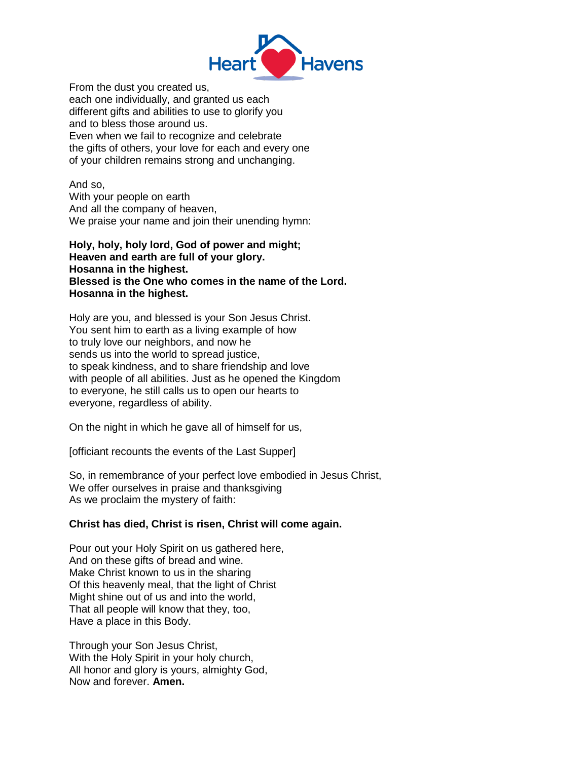Heart Havens

From the dust you created us,
each one individually, and granted us each
different gifts and abilities to use to glorify you
and to bless those around us.
Even when we fail to recognize and celebrate
the gifts of others, your love for each and every one
of your children remains strong and unchanging.

And so,
With your people on earth
And all the company of heaven,
We praise your name and join their unending hymn:

**Holy, holy, holy lord, God of power and might;**
**Heaven and earth are full of your glory.**
**Hosanna in the highest.**
**Blessed is the One who comes in the name of the Lord.**
**Hosanna in the highest.**

Holy are you, and blessed is your Son Jesus Christ.
You sent him to earth as a living example of how
to truly love our neighbors, and now he
sends us into the world to spread justice,
to speak kindness, and to share friendship and love
with people of all abilities. Just as he opened the Kingdom
to everyone, he still calls us to open our hearts to
everyone, regardless of ability.

On the night in which he gave all of himself for us,

[officiant recounts the events of the Last Supper]

So, in remembrance of your perfect love embodied in Jesus Christ,
We offer ourselves in praise and thanksgiving
As we proclaim the mystery of faith:

**Christ has died, Christ is risen, Christ will come again.**

Pour out your Holy Spirit on us gathered here,
And on these gifts of bread and wine.
Make Christ known to us in the sharing
Of this heavenly meal, that the light of Christ
Might shine out of us and into the world,
That all people will know that they, too,
Have a place in this Body.

Through your Son Jesus Christ,
With the Holy Spirit in your holy church,
All honor and glory is yours, almighty God,
Now and forever. **Amen.**